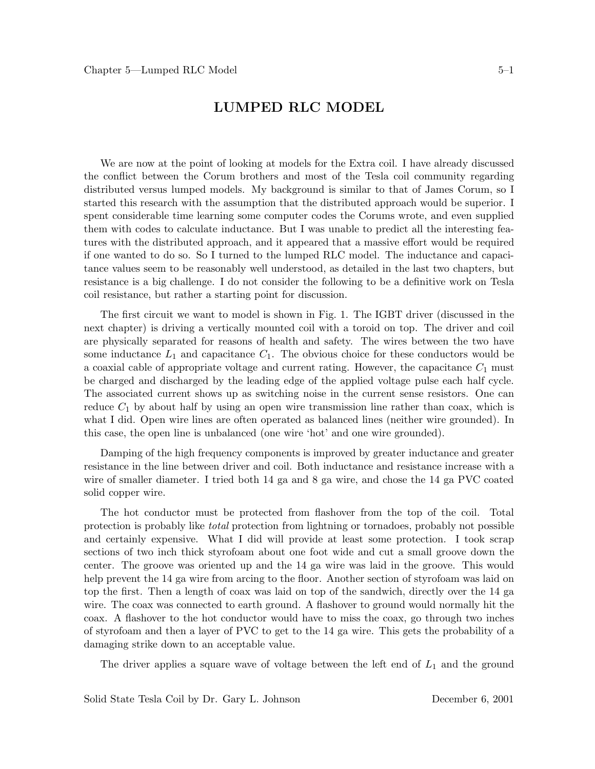# LUMPED RLC MODEL

We are now at the point of looking at models for the Extra coil. I have already discussed the conflict between the Corum brothers and most of the Tesla coil community regarding distributed versus lumped models. My background is similar to that of James Corum, so I started this research with the assumption that the distributed approach would be superior. I spent considerable time learning some computer codes the Corums wrote, and even supplied them with codes to calculate inductance. But I was unable to predict all the interesting features with the distributed approach, and it appeared that a massive effort would be required if one wanted to do so. So I turned to the lumped RLC model. The inductance and capacitance values seem to be reasonably well understood, as detailed in the last two chapters, but resistance is a big challenge. I do not consider the following to be a definitive work on Tesla coil resistance, but rather a starting point for discussion.

The first circuit we want to model is shown in Fig. 1. The IGBT driver (discussed in the next chapter) is driving a vertically mounted coil with a toroid on top. The driver and coil are physically separated for reasons of health and safety. The wires between the two have some inductance $L_1$ and capacitance $C_1$. The obvious choice for these conductors would be a coaxial cable of appropriate voltage and current rating. However, the capacitance $C_1$ must be charged and discharged by the leading edge of the applied voltage pulse each half cycle. The associated current shows up as switching noise in the current sense resistors. One can reduce $C_1$ by about half by using an open wire transmission line rather than coax, which is what I did. Open wire lines are often operated as balanced lines (neither wire grounded). In this case, the open line is unbalanced (one wire 'hot' and one wire grounded).

Damping of the high frequency components is improved by greater inductance and greater resistance in the line between driver and coil. Both inductance and resistance increase with a wire of smaller diameter. I tried both 14 ga and 8 ga wire, and chose the 14 ga PVC coated solid copper wire.

The hot conductor must be protected from flashover from the top of the coil. Total protection is probably like *total* protection from lightning or tornadoes, probably not possible and certainly expensive. What I did will provide at least some protection. I took scrap sections of two inch thick styrofoam about one foot wide and cut a small groove down the center. The groove was oriented up and the 14 ga wire was laid in the groove. This would help prevent the 14 ga wire from arcing to the floor. Another section of styrofoam was laid on top the first. Then a length of coax was laid on top of the sandwich, directly over the 14 ga wire. The coax was connected to earth ground. A flashover to ground would normally hit the coax. A flashover to the hot conductor would have to miss the coax, go through two inches of styrofoam and then a layer of PVC to get to the 14 ga wire. This gets the probability of a damaging strike down to an acceptable value.

The driver applies a square wave of voltage between the left end of $L_1$ and the ground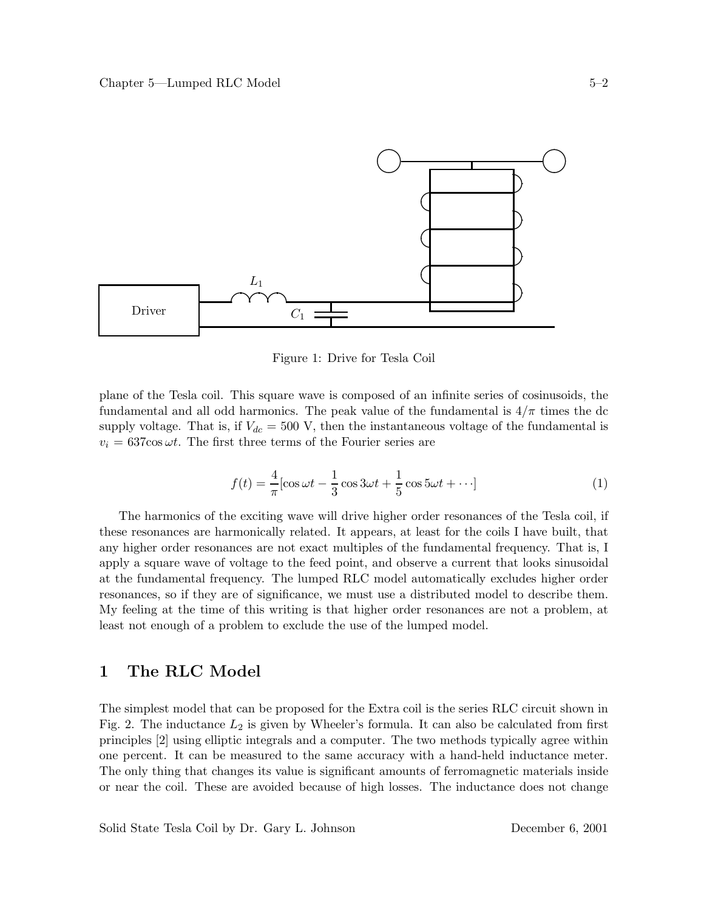Figure 1: Drive for Tesla Coil

plane of the Tesla coil. This square wave is composed of an infinite series of cosinusoids, the fundamental and all odd harmonics. The peak value of the fundamental is $4/\pi$ times the dc supply voltage. That is, if $V_{dc} = 500$ V, then the instantaneous voltage of the fundamental is $v_i = 637 \cos \omega t$. The first three terms of the Fourier series are

$$f(t) = \frac{4}{\pi}[\cos \omega t - \frac{1}{3}\cos 3\omega t + \frac{1}{5}\cos 5\omega t + \cdots] \tag{1}$$

The harmonics of the exciting wave will drive higher order resonances of the Tesla coil, if these resonances are harmonically related. It appears, at least for the coils I have built, that any higher order resonances are not exact multiples of the fundamental frequency. That is, I apply a square wave of voltage to the feed point, and observe a current that looks sinusoidal at the fundamental frequency. The lumped RLC model automatically excludes higher order resonances, so if they are of significance, we must use a distributed model to describe them. My feeling at the time of this writing is that higher order resonances are not a problem, at least not enough of a problem to exclude the use of the lumped model.

## 1 The RLC Model

The simplest model that can be proposed for the Extra coil is the series RLC circuit shown in Fig. 2. The inductance $L_2$ is given by Wheeler's formula. It can also be calculated from first principles [2] using elliptic integrals and a computer. The two methods typically agree within one percent. It can be measured to the same accuracy with a hand-held inductance meter. The only thing that changes its value is significant amounts of ferromagnetic materials inside or near the coil. These are avoided because of high losses. The inductance does not change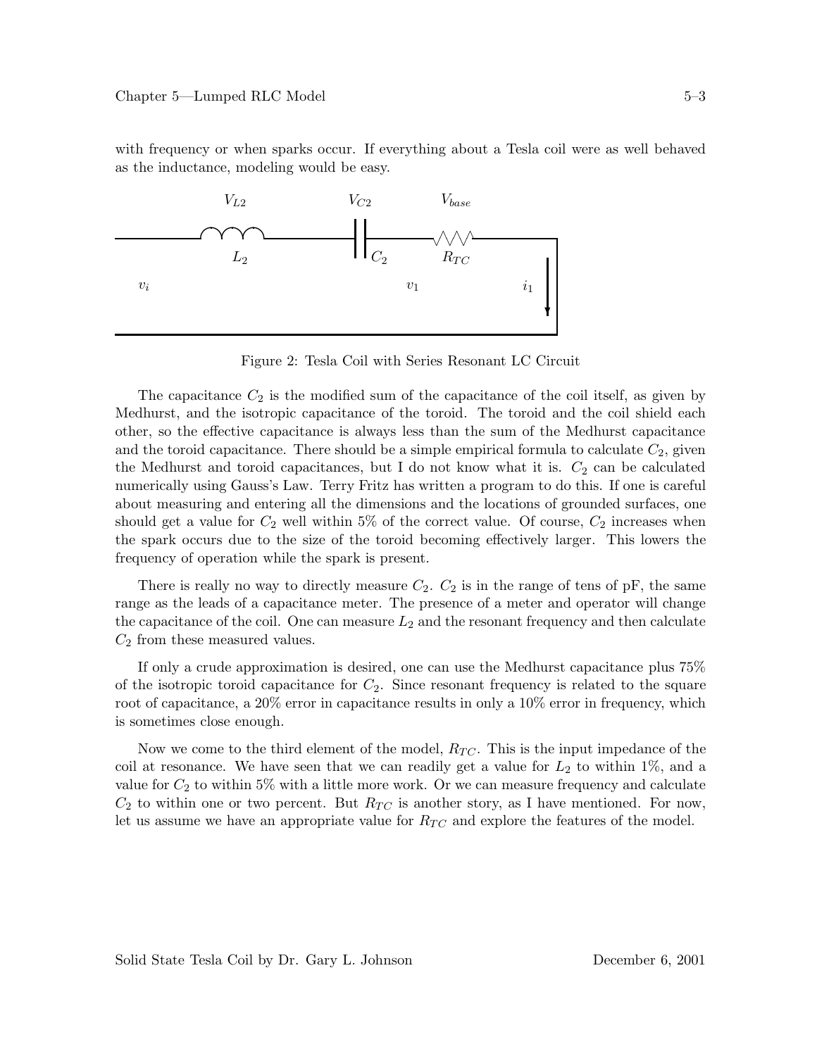with frequency or when sparks occur. If everything about a Tesla coil were as well behaved as the inductance, modeling would be easy.

Figure 2: Tesla Coil with Series Resonant LC Circuit

The capacitance $C_2$ is the modified sum of the capacitance of the coil itself, as given by Medhurst, and the isotropic capacitance of the toroid. The toroid and the coil shield each other, so the effective capacitance is always less than the sum of the Medhurst capacitance and the toroid capacitance. There should be a simple empirical formula to calculate $C_2$, given the Medhurst and toroid capacitances, but I do not know what it is. $C_2$ can be calculated numerically using Gauss's Law. Terry Fritz has written a program to do this. If one is careful about measuring and entering all the dimensions and the locations of grounded surfaces, one should get a value for $C_2$ well within 5% of the correct value. Of course, $C_2$ increases when the spark occurs due to the size of the toroid becoming effectively larger. This lowers the frequency of operation while the spark is present.

There is really no way to directly measure $C_2$. $C_2$ is in the range of tens of pF, the same range as the leads of a capacitance meter. The presence of a meter and operator will change the capacitance of the coil. One can measure $L_2$ and the resonant frequency and then calculate $C_2$ from these measured values.

If only a crude approximation is desired, one can use the Medhurst capacitance plus 75% of the isotropic toroid capacitance for $C_2$. Since resonant frequency is related to the square root of capacitance, a 20% error in capacitance results in only a 10% error in frequency, which is sometimes close enough.

Now we come to the third element of the model, $R_{TC}$. This is the input impedance of the coil at resonance. We have seen that we can readily get a value for $L_2$ to within 1%, and a value for $C_2$ to within 5% with a little more work. Or we can measure frequency and calculate $C_2$ to within one or two percent. But $R_{TC}$ is another story, as I have mentioned. For now, let us assume we have an appropriate value for $R_{TC}$ and explore the features of the model.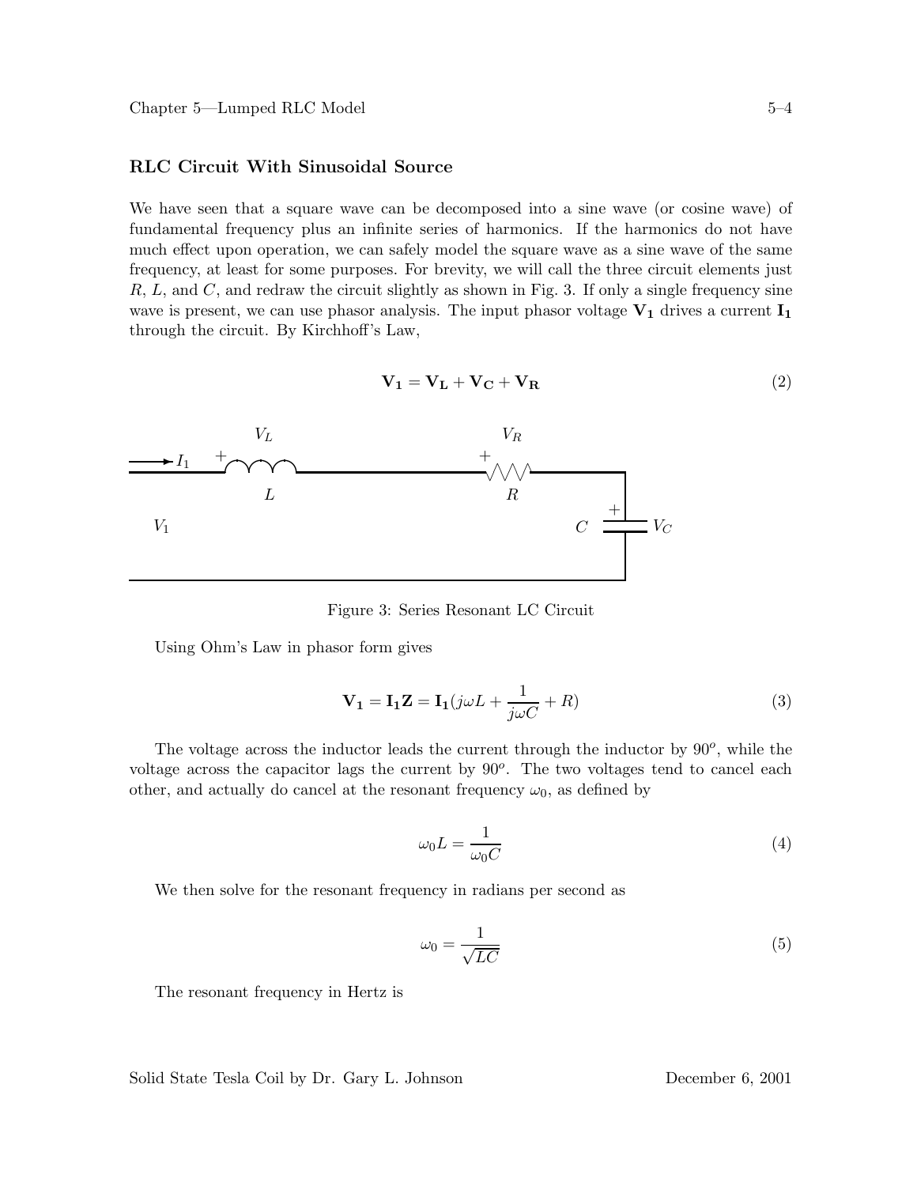### RLC Circuit With Sinusoidal Source

We have seen that a square wave can be decomposed into a sine wave (or cosine wave) of fundamental frequency plus an infinite series of harmonics. If the harmonics do not have much effect upon operation, we can safely model the square wave as a sine wave of the same frequency, at least for some purposes. For brevity, we will call the three circuit elements just $R$, $L$, and $C$, and redraw the circuit slightly as shown in Fig. 3. If only a single frequency sine wave is present, we can use phasor analysis. The input phasor voltage $\mathbf{V_1}$ drives a current $\mathbf{I_1}$ through the circuit. By Kirchhoff's Law,

$$\mathbf{V_1} = \mathbf{V_L} + \mathbf{V_C} + \mathbf{V_R} \tag{2}$$

Figure 3: Series Resonant LC Circuit

Using Ohm's Law in phasor form gives

$$\mathbf{V_1} = \mathbf{I_1 Z} = \mathbf{I_1}(j\omega L + \frac{1}{j\omega C} + R) \tag{3}$$

The voltage across the inductor leads the current through the inductor by $90^o$, while the voltage across the capacitor lags the current by $90^o$. The two voltages tend to cancel each other, and actually do cancel at the resonant frequency $\omega_0$, as defined by

$$\omega_0 L = \frac{1}{\omega_0 C} \tag{4}$$

We then solve for the resonant frequency in radians per second as

$$\omega_0 = \frac{1}{\sqrt{LC}} \tag{5}$$

The resonant frequency in Hertz is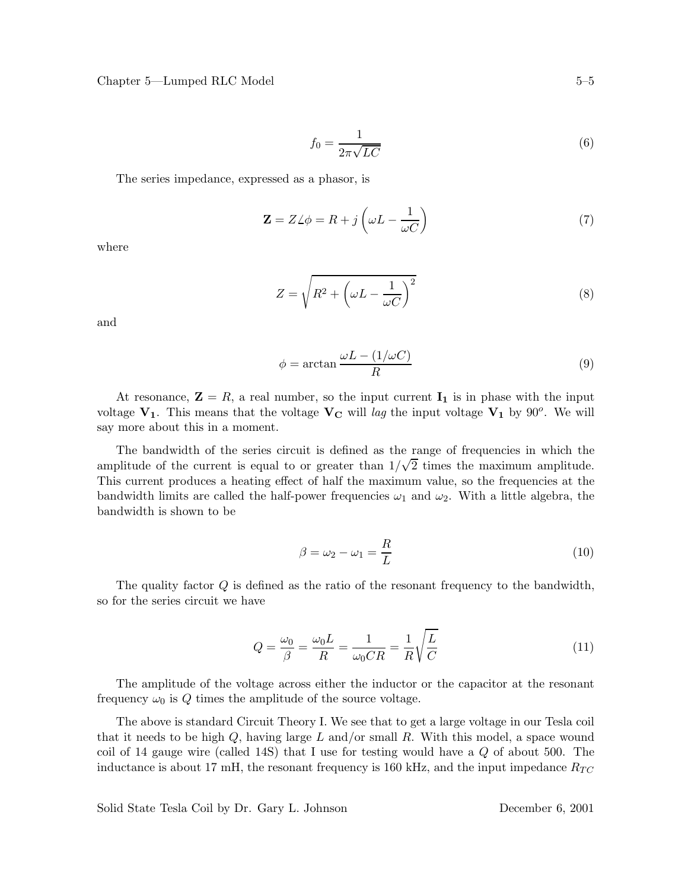$$f_0 = \frac{1}{2\pi\sqrt{LC}} \tag{6}$$

The series impedance, expressed as a phasor, is

$$\mathbf{Z} = Z\angle\phi = R + j\left(\omega L - \frac{1}{\omega C}\right) \tag{7}$$

where

$$Z = \sqrt{R^2 + \left(\omega L - \frac{1}{\omega C}\right)^2} \tag{8}$$

and

$$\phi = \arctan\frac{\omega L - (1/\omega C)}{R} \tag{9}$$

At resonance, $\mathbf{Z} = R$, a real number, so the input current $\mathbf{I_1}$ is in phase with the input voltage $\mathbf{V_1}$. This means that the voltage $\mathbf{V_C}$ will *lag* the input voltage $\mathbf{V_1}$ by $90^o$. We will say more about this in a moment.

The bandwidth of the series circuit is defined as the range of frequencies in which the amplitude of the current is equal to or greater than $1/\sqrt{2}$ times the maximum amplitude. This current produces a heating effect of half the maximum value, so the frequencies at the bandwidth limits are called the half-power frequencies $\omega_1$ and $\omega_2$. With a little algebra, the bandwidth is shown to be

$$\beta = \omega_2 - \omega_1 = \frac{R}{L} \tag{10}$$

The quality factor $Q$ is defined as the ratio of the resonant frequency to the bandwidth, so for the series circuit we have

$$Q = \frac{\omega_0}{\beta} = \frac{\omega_0 L}{R} = \frac{1}{\omega_0 CR} = \frac{1}{R}\sqrt{\frac{L}{C}} \tag{11}$$

The amplitude of the voltage across either the inductor or the capacitor at the resonant frequency $\omega_0$ is $Q$ times the amplitude of the source voltage.

The above is standard Circuit Theory I. We see that to get a large voltage in our Tesla coil that it needs to be high $Q$, having large $L$ and/or small $R$. With this model, a space wound coil of 14 gauge wire (called 14S) that I use for testing would have a $Q$ of about 500. The inductance is about 17 mH, the resonant frequency is 160 kHz, and the input impedance $R_{TC}$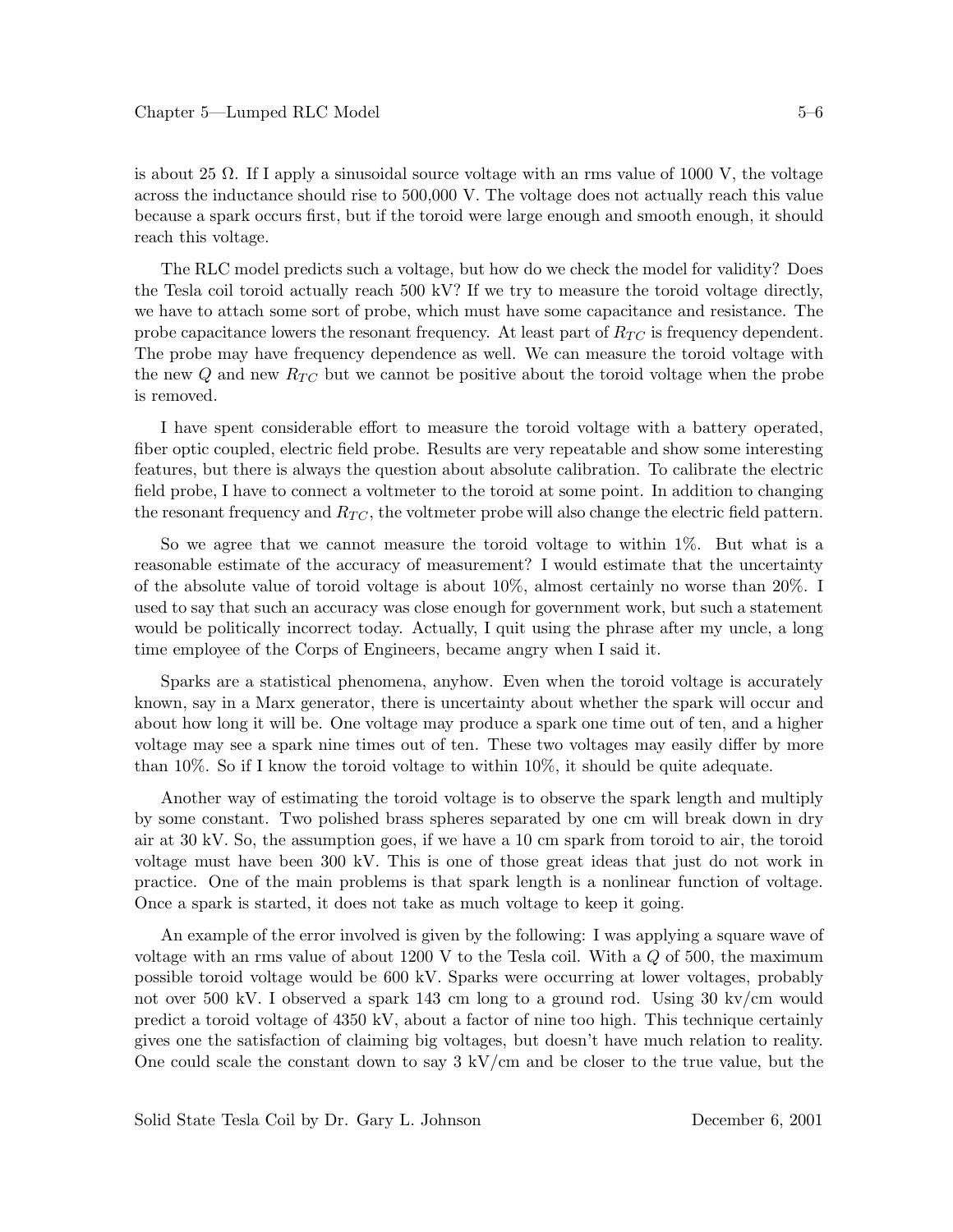is about 25 Ω. If I apply a sinusoidal source voltage with an rms value of 1000 V, the voltage across the inductance should rise to 500,000 V. The voltage does not actually reach this value because a spark occurs first, but if the toroid were large enough and smooth enough, it should reach this voltage.

The RLC model predicts such a voltage, but how do we check the model for validity? Does the Tesla coil toroid actually reach 500 kV? If we try to measure the toroid voltage directly, we have to attach some sort of probe, which must have some capacitance and resistance. The probe capacitance lowers the resonant frequency. At least part of $R_{TC}$ is frequency dependent. The probe may have frequency dependence as well. We can measure the toroid voltage with the new $Q$ and new $R_{TC}$ but we cannot be positive about the toroid voltage when the probe is removed.

I have spent considerable effort to measure the toroid voltage with a battery operated, fiber optic coupled, electric field probe. Results are very repeatable and show some interesting features, but there is always the question about absolute calibration. To calibrate the electric field probe, I have to connect a voltmeter to the toroid at some point. In addition to changing the resonant frequency and $R_{TC}$, the voltmeter probe will also change the electric field pattern.

So we agree that we cannot measure the toroid voltage to within 1%. But what is a reasonable estimate of the accuracy of measurement? I would estimate that the uncertainty of the absolute value of toroid voltage is about 10%, almost certainly no worse than 20%. I used to say that such an accuracy was close enough for government work, but such a statement would be politically incorrect today. Actually, I quit using the phrase after my uncle, a long time employee of the Corps of Engineers, became angry when I said it.

Sparks are a statistical phenomena, anyhow. Even when the toroid voltage is accurately known, say in a Marx generator, there is uncertainty about whether the spark will occur and about how long it will be. One voltage may produce a spark one time out of ten, and a higher voltage may see a spark nine times out of ten. These two voltages may easily differ by more than 10%. So if I know the toroid voltage to within 10%, it should be quite adequate.

Another way of estimating the toroid voltage is to observe the spark length and multiply by some constant. Two polished brass spheres separated by one cm will break down in dry air at 30 kV. So, the assumption goes, if we have a 10 cm spark from toroid to air, the toroid voltage must have been 300 kV. This is one of those great ideas that just do not work in practice. One of the main problems is that spark length is a nonlinear function of voltage. Once a spark is started, it does not take as much voltage to keep it going.

An example of the error involved is given by the following: I was applying a square wave of voltage with an rms value of about 1200 V to the Tesla coil. With a $Q$ of 500, the maximum possible toroid voltage would be 600 kV. Sparks were occurring at lower voltages, probably not over 500 kV. I observed a spark 143 cm long to a ground rod. Using 30 kv/cm would predict a toroid voltage of 4350 kV, about a factor of nine too high. This technique certainly gives one the satisfaction of claiming big voltages, but doesn't have much relation to reality. One could scale the constant down to say 3 kV/cm and be closer to the true value, but the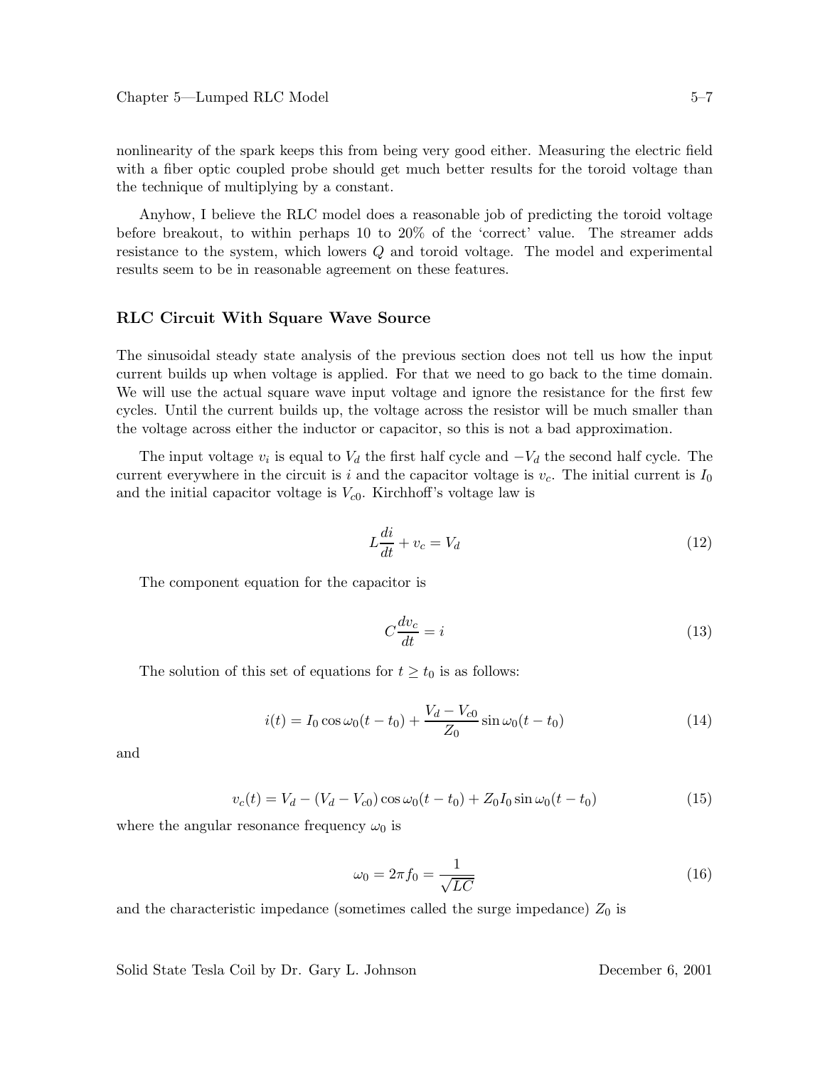nonlinearity of the spark keeps this from being very good either. Measuring the electric field with a fiber optic coupled probe should get much better results for the toroid voltage than the technique of multiplying by a constant.

Anyhow, I believe the RLC model does a reasonable job of predicting the toroid voltage before breakout, to within perhaps 10 to 20% of the 'correct' value. The streamer adds resistance to the system, which lowers $Q$ and toroid voltage. The model and experimental results seem to be in reasonable agreement on these features.

### RLC Circuit With Square Wave Source

The sinusoidal steady state analysis of the previous section does not tell us how the input current builds up when voltage is applied. For that we need to go back to the time domain. We will use the actual square wave input voltage and ignore the resistance for the first few cycles. Until the current builds up, the voltage across the resistor will be much smaller than the voltage across either the inductor or capacitor, so this is not a bad approximation.

The input voltage $v_i$ is equal to $V_d$ the first half cycle and $-V_d$ the second half cycle. The current everywhere in the circuit is $i$ and the capacitor voltage is $v_c$. The initial current is $I_0$ and the initial capacitor voltage is $V_{c0}$. Kirchhoff's voltage law is

$$L\frac{di}{dt} + v_c = V_d \tag{12}$$

The component equation for the capacitor is

$$C\frac{dv_c}{dt} = i \tag{13}$$

The solution of this set of equations for $t \geq t_0$ is as follows:

$$i(t) = I_0 \cos \omega_0 (t - t_0) + \frac{V_d - V_{c0}}{Z_0} \sin \omega_0 (t - t_0) \tag{14}$$

and

$$v_c(t) = V_d - (V_d - V_{c0}) \cos \omega_0 (t - t_0) + Z_0 I_0 \sin \omega_0 (t - t_0) \tag{15}$$

where the angular resonance frequency $\omega_0$ is

$$\omega_0 = 2\pi f_0 = \frac{1}{\sqrt{LC}} \tag{16}$$

and the characteristic impedance (sometimes called the surge impedance) $Z_0$ is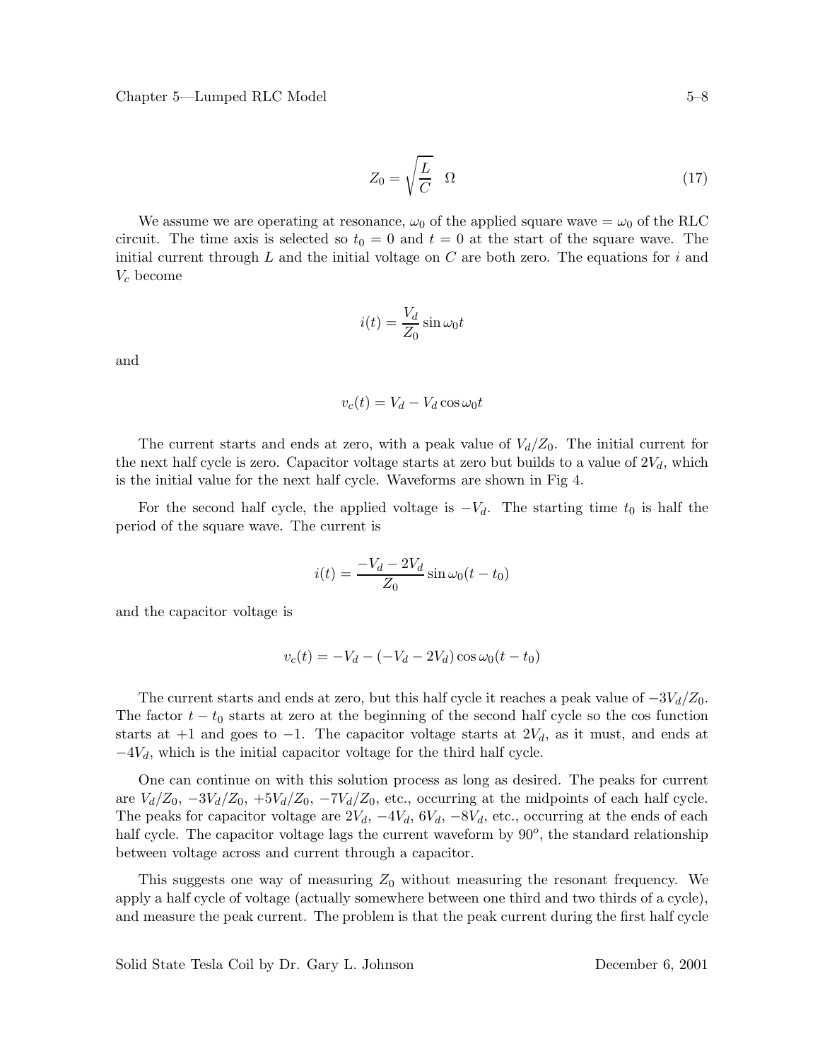$$Z_0 = \sqrt{\frac{L}{C}} \quad \Omega \tag{17}$$

We assume we are operating at resonance, $\omega_0$ of the applied square wave $= \omega_0$ of the RLC circuit. The time axis is selected so $t_0 = 0$ and $t = 0$ at the start of the square wave. The initial current through $L$ and the initial voltage on $C$ are both zero. The equations for $i$ and $V_c$ become

$$i(t) = \frac{V_d}{Z_0} \sin \omega_0 t$$

and

$$v_c(t) = V_d - V_d \cos \omega_0 t$$

The current starts and ends at zero, with a peak value of $V_d/Z_0$. The initial current for the next half cycle is zero. Capacitor voltage starts at zero but builds to a value of $2V_d$, which is the initial value for the next half cycle. Waveforms are shown in Fig 4.

For the second half cycle, the applied voltage is $-V_d$. The starting time $t_0$ is half the period of the square wave. The current is

$$i(t) = \frac{-V_d - 2V_d}{Z_0} \sin \omega_0 (t - t_0)$$

and the capacitor voltage is

$$v_c(t) = -V_d - (-V_d - 2V_d) \cos \omega_0 (t - t_0)$$

The current starts and ends at zero, but this half cycle it reaches a peak value of $-3V_d/Z_0$. The factor $t - t_0$ starts at zero at the beginning of the second half cycle so the cos function starts at $+1$ and goes to $-1$. The capacitor voltage starts at $2V_d$, as it must, and ends at $-4V_d$, which is the initial capacitor voltage for the third half cycle.

One can continue on with this solution process as long as desired. The peaks for current are $V_d/Z_0$, $-3V_d/Z_0$, $+5V_d/Z_0$, $-7V_d/Z_0$, etc., occurring at the midpoints of each half cycle. The peaks for capacitor voltage are $2V_d$, $-4V_d$, $6V_d$, $-8V_d$, etc., occurring at the ends of each half cycle. The capacitor voltage lags the current waveform by $90^o$, the standard relationship between voltage across and current through a capacitor.

This suggests one way of measuring $Z_0$ without measuring the resonant frequency. We apply a half cycle of voltage (actually somewhere between one third and two thirds of a cycle), and measure the peak current. The problem is that the peak current during the first half cycle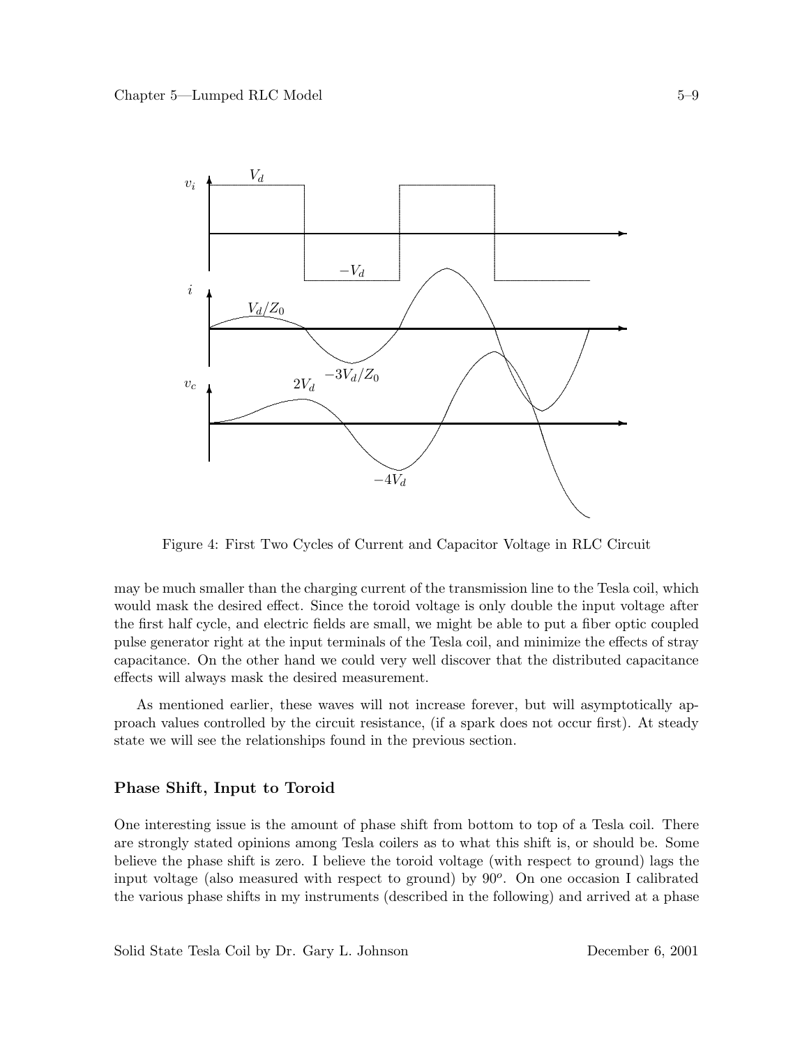Figure 4: First Two Cycles of Current and Capacitor Voltage in RLC Circuit

may be much smaller than the charging current of the transmission line to the Tesla coil, which would mask the desired effect. Since the toroid voltage is only double the input voltage after the first half cycle, and electric fields are small, we might be able to put a fiber optic coupled pulse generator right at the input terminals of the Tesla coil, and minimize the effects of stray capacitance. On the other hand we could very well discover that the distributed capacitance effects will always mask the desired measurement.

As mentioned earlier, these waves will not increase forever, but will asymptotically approach values controlled by the circuit resistance, (if a spark does not occur first). At steady state we will see the relationships found in the previous section.

### Phase Shift, Input to Toroid

One interesting issue is the amount of phase shift from bottom to top of a Tesla coil. There are strongly stated opinions among Tesla coilers as to what this shift is, or should be. Some believe the phase shift is zero. I believe the toroid voltage (with respect to ground) lags the input voltage (also measured with respect to ground) by $90^o$. On one occasion I calibrated the various phase shifts in my instruments (described in the following) and arrived at a phase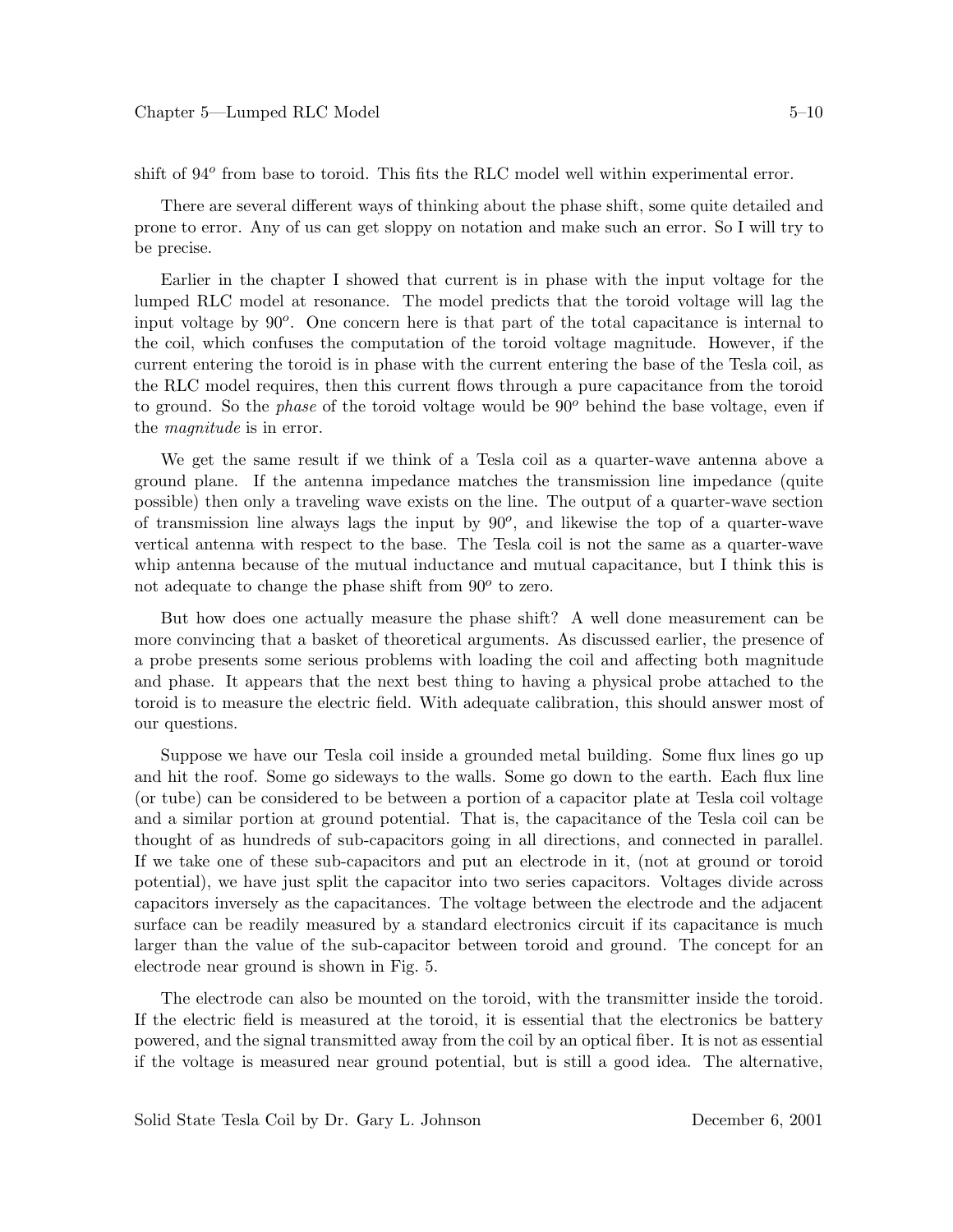shift of $94^o$ from base to toroid. This fits the RLC model well within experimental error.

There are several different ways of thinking about the phase shift, some quite detailed and prone to error. Any of us can get sloppy on notation and make such an error. So I will try to be precise.

Earlier in the chapter I showed that current is in phase with the input voltage for the lumped RLC model at resonance. The model predicts that the toroid voltage will lag the input voltage by $90^o$. One concern here is that part of the total capacitance is internal to the coil, which confuses the computation of the toroid voltage magnitude. However, if the current entering the toroid is in phase with the current entering the base of the Tesla coil, as the RLC model requires, then this current flows through a pure capacitance from the toroid to ground. So the *phase* of the toroid voltage would be $90^o$ behind the base voltage, even if the *magnitude* is in error.

We get the same result if we think of a Tesla coil as a quarter-wave antenna above a ground plane. If the antenna impedance matches the transmission line impedance (quite possible) then only a traveling wave exists on the line. The output of a quarter-wave section of transmission line always lags the input by $90^o$, and likewise the top of a quarter-wave vertical antenna with respect to the base. The Tesla coil is not the same as a quarter-wave whip antenna because of the mutual inductance and mutual capacitance, but I think this is not adequate to change the phase shift from $90^o$ to zero.

But how does one actually measure the phase shift? A well done measurement can be more convincing that a basket of theoretical arguments. As discussed earlier, the presence of a probe presents some serious problems with loading the coil and affecting both magnitude and phase. It appears that the next best thing to having a physical probe attached to the toroid is to measure the electric field. With adequate calibration, this should answer most of our questions.

Suppose we have our Tesla coil inside a grounded metal building. Some flux lines go up and hit the roof. Some go sideways to the walls. Some go down to the earth. Each flux line (or tube) can be considered to be between a portion of a capacitor plate at Tesla coil voltage and a similar portion at ground potential. That is, the capacitance of the Tesla coil can be thought of as hundreds of sub-capacitors going in all directions, and connected in parallel. If we take one of these sub-capacitors and put an electrode in it, (not at ground or toroid potential), we have just split the capacitor into two series capacitors. Voltages divide across capacitors inversely as the capacitances. The voltage between the electrode and the adjacent surface can be readily measured by a standard electronics circuit if its capacitance is much larger than the value of the sub-capacitor between toroid and ground. The concept for an electrode near ground is shown in Fig. 5.

The electrode can also be mounted on the toroid, with the transmitter inside the toroid. If the electric field is measured at the toroid, it is essential that the electronics be battery powered, and the signal transmitted away from the coil by an optical fiber. It is not as essential if the voltage is measured near ground potential, but is still a good idea. The alternative,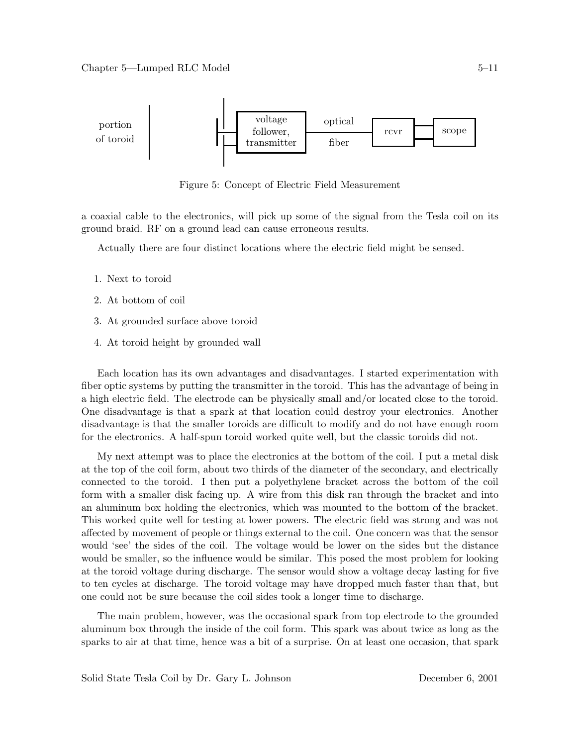Figure 5: Concept of Electric Field Measurement

a coaxial cable to the electronics, will pick up some of the signal from the Tesla coil on its ground braid. RF on a ground lead can cause erroneous results.

Actually there are four distinct locations where the electric field might be sensed.

1. Next to toroid
2. At bottom of coil
3. At grounded surface above toroid
4. At toroid height by grounded wall

Each location has its own advantages and disadvantages. I started experimentation with fiber optic systems by putting the transmitter in the toroid. This has the advantage of being in a high electric field. The electrode can be physically small and/or located close to the toroid. One disadvantage is that a spark at that location could destroy your electronics. Another disadvantage is that the smaller toroids are difficult to modify and do not have enough room for the electronics. A half-spun toroid worked quite well, but the classic toroids did not.

My next attempt was to place the electronics at the bottom of the coil. I put a metal disk at the top of the coil form, about two thirds of the diameter of the secondary, and electrically connected to the toroid. I then put a polyethylene bracket across the bottom of the coil form with a smaller disk facing up. A wire from this disk ran through the bracket and into an aluminum box holding the electronics, which was mounted to the bottom of the bracket. This worked quite well for testing at lower powers. The electric field was strong and was not affected by movement of people or things external to the coil. One concern was that the sensor would 'see' the sides of the coil. The voltage would be lower on the sides but the distance would be smaller, so the influence would be similar. This posed the most problem for looking at the toroid voltage during discharge. The sensor would show a voltage decay lasting for five to ten cycles at discharge. The toroid voltage may have dropped much faster than that, but one could not be sure because the coil sides took a longer time to discharge.

The main problem, however, was the occasional spark from top electrode to the grounded aluminum box through the inside of the coil form. This spark was about twice as long as the sparks to air at that time, hence was a bit of a surprise. On at least one occasion, that spark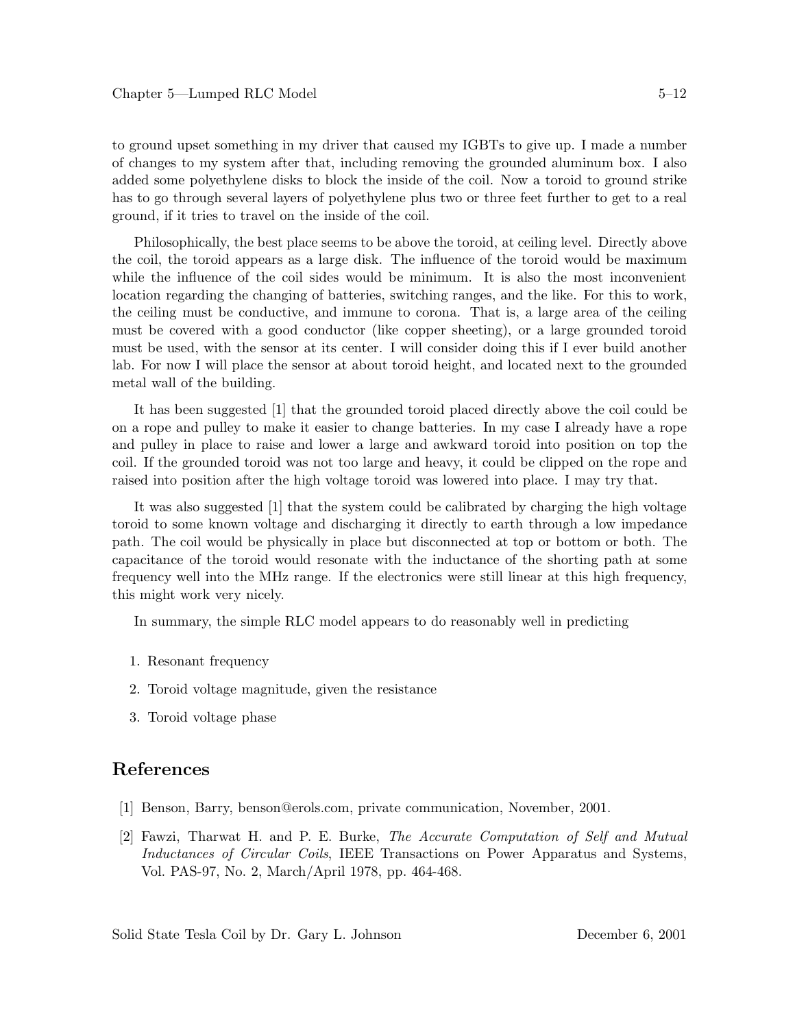to ground upset something in my driver that caused my IGBTs to give up. I made a number of changes to my system after that, including removing the grounded aluminum box. I also added some polyethylene disks to block the inside of the coil. Now a toroid to ground strike has to go through several layers of polyethylene plus two or three feet further to get to a real ground, if it tries to travel on the inside of the coil.

Philosophically, the best place seems to be above the toroid, at ceiling level. Directly above the coil, the toroid appears as a large disk. The influence of the toroid would be maximum while the influence of the coil sides would be minimum. It is also the most inconvenient location regarding the changing of batteries, switching ranges, and the like. For this to work, the ceiling must be conductive, and immune to corona. That is, a large area of the ceiling must be covered with a good conductor (like copper sheeting), or a large grounded toroid must be used, with the sensor at its center. I will consider doing this if I ever build another lab. For now I will place the sensor at about toroid height, and located next to the grounded metal wall of the building.

It has been suggested [1] that the grounded toroid placed directly above the coil could be on a rope and pulley to make it easier to change batteries. In my case I already have a rope and pulley in place to raise and lower a large and awkward toroid into position on top the coil. If the grounded toroid was not too large and heavy, it could be clipped on the rope and raised into position after the high voltage toroid was lowered into place. I may try that.

It was also suggested [1] that the system could be calibrated by charging the high voltage toroid to some known voltage and discharging it directly to earth through a low impedance path. The coil would be physically in place but disconnected at top or bottom or both. The capacitance of the toroid would resonate with the inductance of the shorting path at some frequency well into the MHz range. If the electronics were still linear at this high frequency, this might work very nicely.

In summary, the simple RLC model appears to do reasonably well in predicting

1. Resonant frequency
2. Toroid voltage magnitude, given the resistance
3. Toroid voltage phase

## References

[1] Benson, Barry, benson@erols.com, private communication, November, 2001.

[2] Fawzi, Tharwat H. and P. E. Burke, *The Accurate Computation of Self and Mutual Inductances of Circular Coils*, IEEE Transactions on Power Apparatus and Systems, Vol. PAS-97, No. 2, March/April 1978, pp. 464-468.